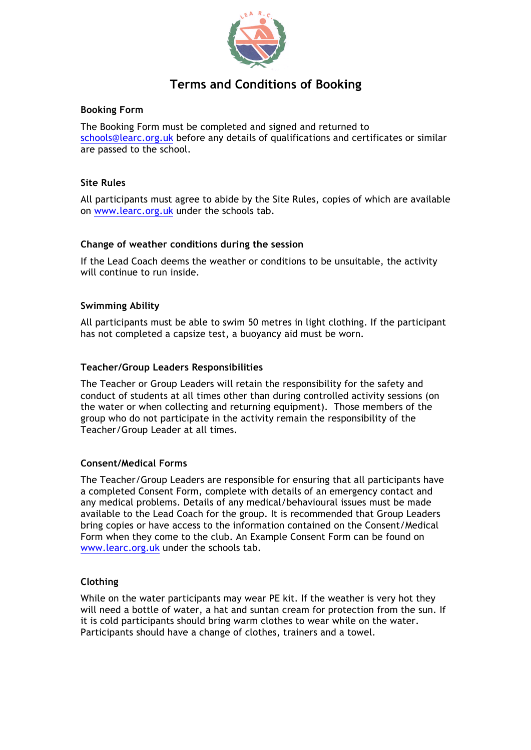# Terms and Conditions of Booking

### Booking Form

The Booking Form must be completed and signed and returned to schools@learc.org.uk before any details of qualifications and certificates or similar are passed to the school.

### Site Rules

All participants must agree to abide by the Site Rules, copies of which are available on www.learc.org.uk under the schools tab.

### Change of weather conditions during the session

If the Lead Coach deems the weather or conditions to be unsuitable, the activity will continue to run inside.

### Swimming Ability

All participants must be able to swim 50 metres in light clothing. If the participant has not completed a capsize test, a buoyancy aid must be worn.

### Teacher/Group Leaders Responsibilities

The Teacher or Group Leaders will retain the responsibility for the safety and conduct of students at all times other than during controlled activity sessions (on the water or when collecting and returning equipment). Those members of the group who do not participate in the activity remain the responsibility of the Teacher/Group Leader at all times.

### Consent/Medical Forms

The Teacher/Group Leaders are responsible for ensuring that all participants have a completed Consent Form, complete with details of an emergency contact and any medical problems. Details of any medical/behavioural issues must be made available to the Lead Coach for the group. It is recommended that Group Leaders bring copies or have access to the information contained on the Consent/Medical Form when they come to the club. An Example Consent Form can be found on www.learc.org.uk under the schools tab.

### Clothing

While on the water participants may wear PE kit. If the weather is very hot they will need a bottle of water, a hat and suntan cream for protection from the sun. If it is cold participants should bring warm clothes to wear while on the water. Participants should have a change of clothes, trainers and a towel.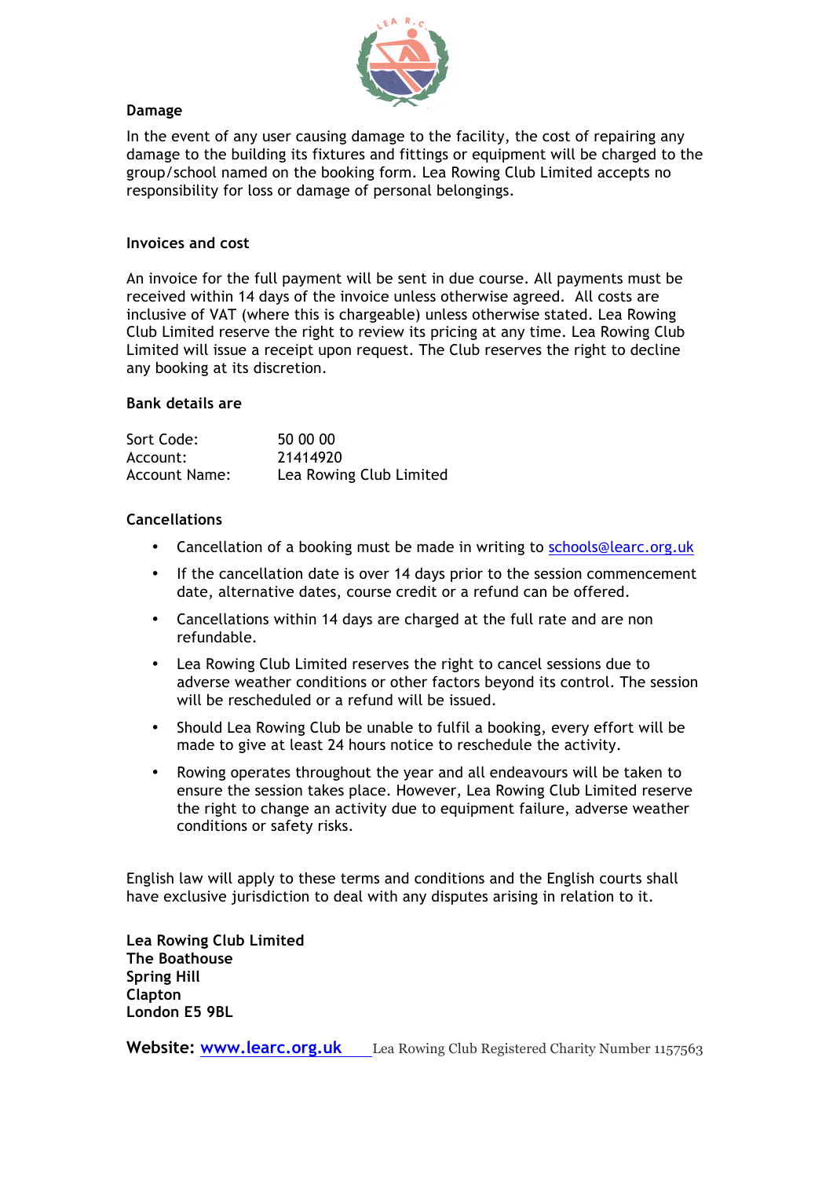## Damage

In the event of any user causing damage to the facility, the cost of repairing any damage to the building its fixtures and fittings or equipment will be charged to the group/school named on the booking form. Lea Rowing Club Limited accepts no responsibility for loss or damage of personal belongings.

## Invoices and cost

An invoice for the full payment will be sent in due course. All payments must be received within 14 days of the invoice unless otherwise agreed. All costs are inclusive of VAT (where this is chargeable) unless otherwise stated. Lea Rowing Club Limited reserve the right to review its pricing at any time. Lea Rowing Club Limited will issue a receipt upon request. The Club reserves the right to decline any booking at its discretion.

## Bank details are

| | |
|---|---|
| Sort Code: | 50 00 00 |
| Account: | 21414920 |
| Account Name: | Lea Rowing Club Limited |

## Cancellations

- Cancellation of a booking must be made in writing to schools@learc.org.uk
- If the cancellation date is over 14 days prior to the session commencement date, alternative dates, course credit or a refund can be offered.
- Cancellations within 14 days are charged at the full rate and are non refundable.
- Lea Rowing Club Limited reserves the right to cancel sessions due to adverse weather conditions or other factors beyond its control. The session will be rescheduled or a refund will be issued.
- Should Lea Rowing Club be unable to fulfil a booking, every effort will be made to give at least 24 hours notice to reschedule the activity.
- Rowing operates throughout the year and all endeavours will be taken to ensure the session takes place. However, Lea Rowing Club Limited reserve the right to change an activity due to equipment failure, adverse weather conditions or safety risks.

English law will apply to these terms and conditions and the English courts shall have exclusive jurisdiction to deal with any disputes arising in relation to it.

**Lea Rowing Club Limited**
**The Boathouse**
**Spring Hill**
**Clapton**
**London E5 9BL**

**Website:** www.learc.org.uk Lea Rowing Club Registered Charity Number 1157563